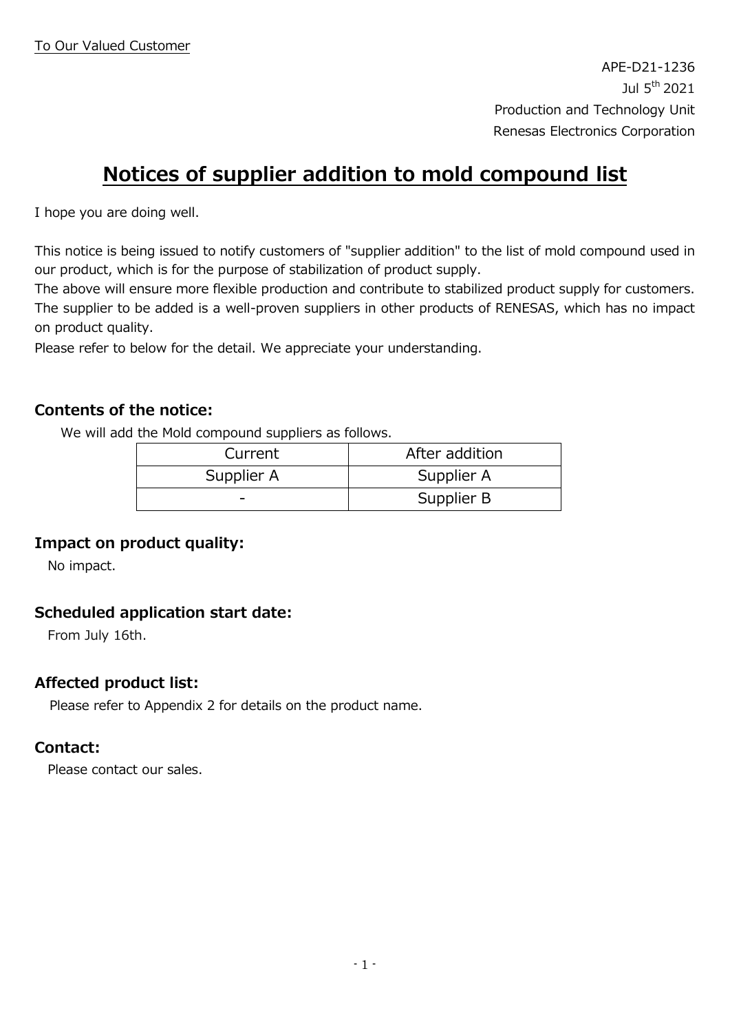To Our Valued Customer

APE-D21-1236
Jul 5th 2021
Production and Technology Unit
Renesas Electronics Corporation

# Notices of supplier addition to mold compound list

I hope you are doing well.

This notice is being issued to notify customers of "supplier addition" to the list of mold compound used in our product, which is for the purpose of stabilization of product supply.
The above will ensure more flexible production and contribute to stabilized product supply for customers.
The supplier to be added is a well-proven suppliers in other products of RENESAS, which has no impact on product quality.
Please refer to below for the detail. We appreciate your understanding.

## Contents of the notice:

We will add the Mold compound suppliers as follows.

| Current | After addition |
|---|---|
| Supplier A | Supplier A |
| - | Supplier B |

## Impact on product quality:

No impact.

## Scheduled application start date:

From July 16th.

## Affected product list:

Please refer to Appendix 2 for details on the product name.

## Contact:

Please contact our sales.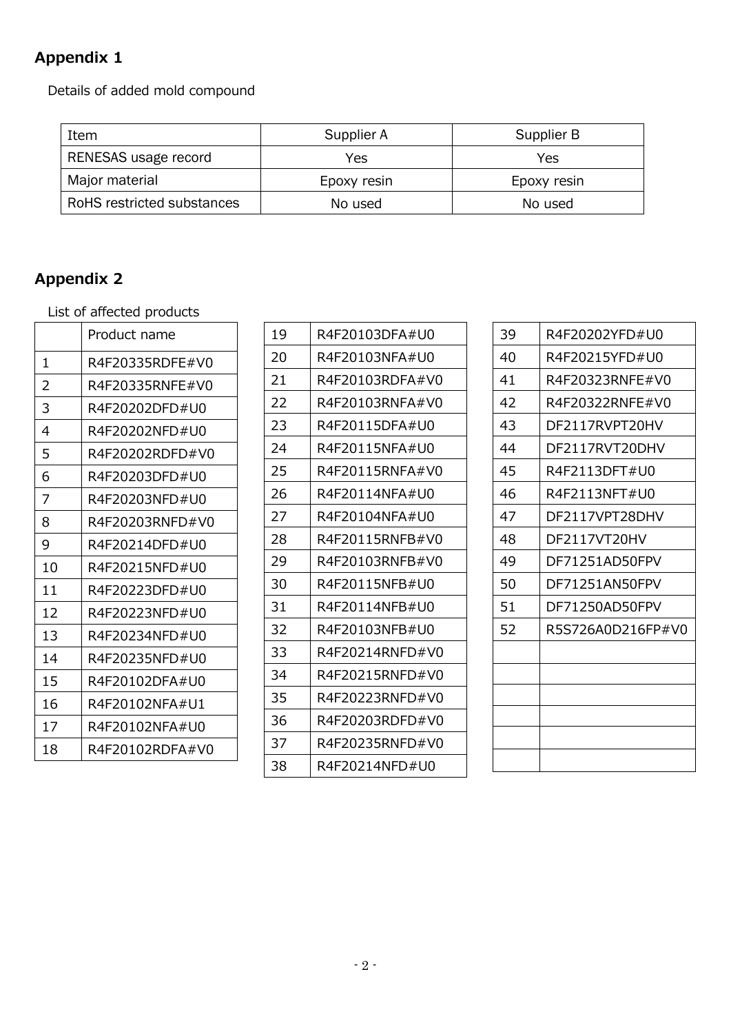## Appendix 1

Details of added mold compound

| Item | Supplier A | Supplier B |
| --- | --- | --- |
| RENESAS usage record | Yes | Yes |
| Major material | Epoxy resin | Epoxy resin |
| RoHS restricted substances | No used | No used |

## Appendix 2

List of affected products

| | Product name |
| --- | --- |
| 1 | R4F20335RDFE#V0 |
| 2 | R4F20335RNFE#V0 |
| 3 | R4F20202DFD#U0 |
| 4 | R4F20202NFD#U0 |
| 5 | R4F20202RDFD#V0 |
| 6 | R4F20203DFD#U0 |
| 7 | R4F20203NFD#U0 |
| 8 | R4F20203RNFD#V0 |
| 9 | R4F20214DFD#U0 |
| 10 | R4F20215NFD#U0 |
| 11 | R4F20223DFD#U0 |
| 12 | R4F20223NFD#U0 |
| 13 | R4F20234NFD#U0 |
| 14 | R4F20235NFD#U0 |
| 15 | R4F20102DFA#U0 |
| 16 | R4F20102NFA#U1 |
| 17 | R4F20102NFA#U0 |
| 18 | R4F20102RDFA#V0 |
| 19 | R4F20103DFA#U0 |
| 20 | R4F20103NFA#U0 |
| 21 | R4F20103RDFA#V0 |
| 22 | R4F20103RNFA#V0 |
| 23 | R4F20115DFA#U0 |
| 24 | R4F20115NFA#U0 |
| 25 | R4F20115RNFA#V0 |
| 26 | R4F20114NFA#U0 |
| 27 | R4F20104NFA#U0 |
| 28 | R4F20115RNFB#V0 |
| 29 | R4F20103RNFB#V0 |
| 30 | R4F20115NFB#U0 |
| 31 | R4F20114NFB#U0 |
| 32 | R4F20103NFB#U0 |
| 33 | R4F20214RNFD#V0 |
| 34 | R4F20215RNFD#V0 |
| 35 | R4F20223RNFD#V0 |
| 36 | R4F20203RDFD#V0 |
| 37 | R4F20235RNFD#V0 |
| 38 | R4F20214NFD#U0 |
| 39 | R4F20202YFD#U0 |
| 40 | R4F20215YFD#U0 |
| 41 | R4F20323RNFE#V0 |
| 42 | R4F20322RNFE#V0 |
| 43 | DF2117RVPT20HV |
| 44 | DF2117RVT20DHV |
| 45 | R4F2113DFT#U0 |
| 46 | R4F2113NFT#U0 |
| 47 | DF2117VPT28DHV |
| 48 | DF2117VT20HV |
| 49 | DF71251AD50FPV |
| 50 | DF71251AN50FPV |
| 51 | DF71250AD50FPV |
| 52 | R5S726A0D216FP#V0 |